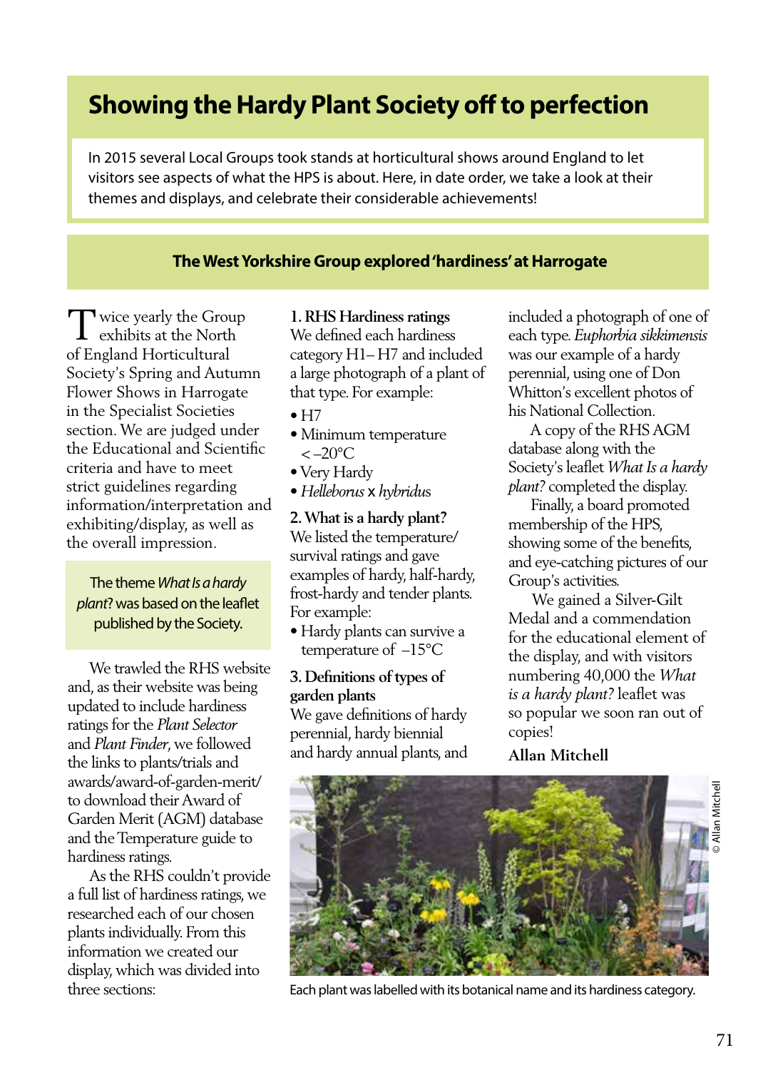# Showing the Hardy Plant Society off to perfection

In 2015 several Local Groups took stands at horticultural shows around England to let visitors see aspects of what the HPS is about. Here, in date order, we take a look at their themes and displays, and celebrate their considerable achievements!

## The West Yorkshire Group explored 'hardiness' at Harrogate

Twice yearly the Group exhibits at the North of England Horticultural Society's Spring and Autumn Flower Shows in Harrogate in the Specialist Societies section. We are judged under the Educational and Scientific criteria and have to meet strict guidelines regarding information/interpretation and exhibiting/display, as well as the overall impression.

> The theme *What Is a hardy plant*? was based on the leaflet published by the Society.

We trawled the RHS website and, as their website was being updated to include hardiness ratings for the *Plant Selector* and *Plant Finder*, we followed the links to plants/trials and awards/award-of-garden-merit/ to download their Award of Garden Merit (AGM) database and the Temperature guide to hardiness ratings.

As the RHS couldn't provide a full list of hardiness ratings, we researched each of our chosen plants individually. From this information we created our display, which was divided into three sections:

**1. RHS Hardiness ratings**
We defined each hardiness category H1– H7 and included a large photograph of a plant of that type. For example:

- H7
- Minimum temperature < –20°C
- Very Hardy
- *Helleborus* x *hybridus*

**2. What is a hardy plant?**
We listed the temperature/ survival ratings and gave examples of hardy, half-hardy, frost-hardy and tender plants. For example:

- Hardy plants can survive a temperature of –15°C

**3. Definitions of types of garden plants**
We gave definitions of hardy perennial, hardy biennial and hardy annual plants, and included a photograph of one of each type. *Euphorbia sikkimensis* was our example of a hardy perennial, using one of Don Whitton's excellent photos of his National Collection.

A copy of the RHS AGM database along with the Society's leaflet *What Is a hardy plant?* completed the display.

Finally, a board promoted membership of the HPS, showing some of the benefits, and eye-catching pictures of our Group's activities.

We gained a Silver-Gilt Medal and a commendation for the educational element of the display, and with visitors numbering 40,000 the *What is a hardy plant?* leaflet was so popular we soon ran out of copies!

**Allan Mitchell**

© Allan Mitchell

Each plant was labelled with its botanical name and its hardiness category.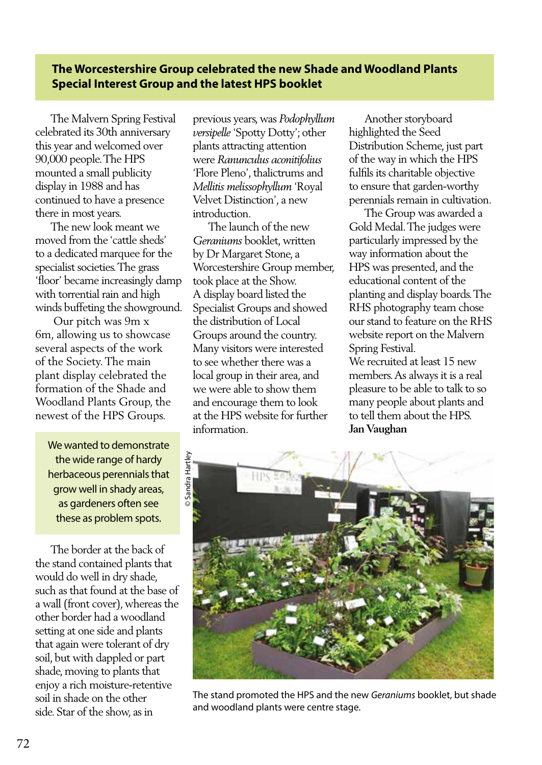## The Worcestershire Group celebrated the new Shade and Woodland Plants Special Interest Group and the latest HPS booklet

The Malvern Spring Festival celebrated its 30th anniversary this year and welcomed over 90,000 people. The HPS mounted a small publicity display in 1988 and has continued to have a presence there in most years.

The new look meant we moved from the 'cattle sheds' to a dedicated marquee for the specialist societies. The grass 'floor' became increasingly damp with torrential rain and high winds buffeting the showground.

Our pitch was 9m x 6m, allowing us to showcase several aspects of the work of the Society. The main plant display celebrated the formation of the Shade and Woodland Plants Group, the newest of the HPS Groups.

> We wanted to demonstrate the wide range of hardy herbaceous perennials that grow well in shady areas, as gardeners often see these as problem spots.

The border at the back of the stand contained plants that would do well in dry shade, such as that found at the base of a wall (front cover), whereas the other border had a woodland setting at one side and plants that again were tolerant of dry soil, but with dappled or part shade, moving to plants that enjoy a rich moisture-retentive soil in shade on the other side. Star of the show, as in previous years, was *Podophyllum versipelle* 'Spotty Dotty'; other plants attracting attention were *Ranunculus aconitifolius* 'Flore Pleno', thalictrums and *Mellitis melissophyllum* 'Royal Velvet Distinction', a new introduction.

The launch of the new *Geraniums* booklet, written by Dr Margaret Stone, a Worcestershire Group member, took place at the Show. A display board listed the Specialist Groups and showed the distribution of Local Groups around the country. Many visitors were interested to see whether there was a local group in their area, and we were able to show them and encourage them to look at the HPS website for further information.

Another storyboard highlighted the Seed Distribution Scheme, just part of the way in which the HPS fulfils its charitable objective to ensure that garden-worthy perennials remain in cultivation.

The Group was awarded a Gold Medal. The judges were particularly impressed by the way information about the HPS was presented, and the educational content of the planting and display boards. The RHS photography team chose our stand to feature on the RHS website report on the Malvern Spring Festival.

We recruited at least 15 new members. As always it is a real pleasure to be able to talk to so many people about plants and to tell them about the HPS.

**Jan Vaughan**

© Sandra Hartley

The stand promoted the HPS and the new *Geraniums* booklet, but shade and woodland plants were centre stage.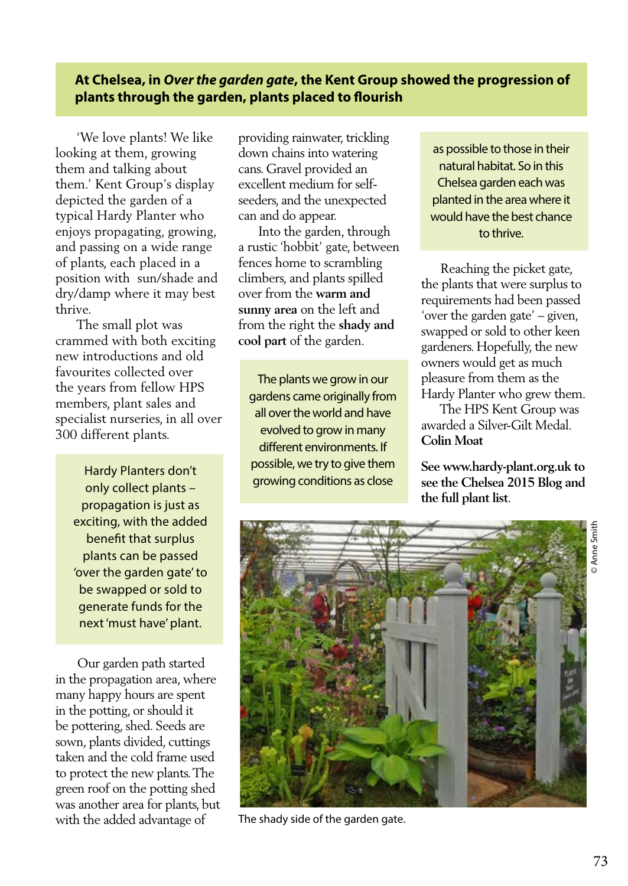**At Chelsea, in *Over the garden gate*, the Kent Group showed the progression of plants through the garden, plants placed to flourish**

'We love plants! We like looking at them, growing them and talking about them.' Kent Group's display depicted the garden of a typical Hardy Planter who enjoys propagating, growing, and passing on a wide range of plants, each placed in a position with sun/shade and dry/damp where it may best thrive.

The small plot was crammed with both exciting new introductions and old favourites collected over the years from fellow HPS members, plant sales and specialist nurseries, in all over 300 different plants.

> Hardy Planters don't only collect plants – propagation is just as exciting, with the added benefit that surplus plants can be passed 'over the garden gate' to be swapped or sold to generate funds for the next 'must have' plant.

Our garden path started in the propagation area, where many happy hours are spent in the potting, or should it be pottering, shed. Seeds are sown, plants divided, cuttings taken and the cold frame used to protect the new plants. The green roof on the potting shed was another area for plants, but with the added advantage of providing rainwater, trickling down chains into watering cans. Gravel provided an excellent medium for self-seeders, and the unexpected can and do appear.

Into the garden, through a rustic 'hobbit' gate, between fences home to scrambling climbers, and plants spilled over from the **warm and sunny area** on the left and from the right the **shady and cool part** of the garden.

> The plants we grow in our gardens came originally from all over the world and have evolved to grow in many different environments. If possible, we try to give them growing conditions as close as possible to those in their natural habitat. So in this Chelsea garden each was planted in the area where it would have the best chance to thrive.

Reaching the picket gate, the plants that were surplus to requirements had been passed 'over the garden gate' – given, swapped or sold to other keen gardeners. Hopefully, the new owners would get as much pleasure from them as the Hardy Planter who grew them.

The HPS Kent Group was awarded a Silver-Gilt Medal.

**Colin Moat**

**See www.hardy-plant.org.uk to see the Chelsea 2015 Blog and the full plant list**.

© Anne Smith

The shady side of the garden gate.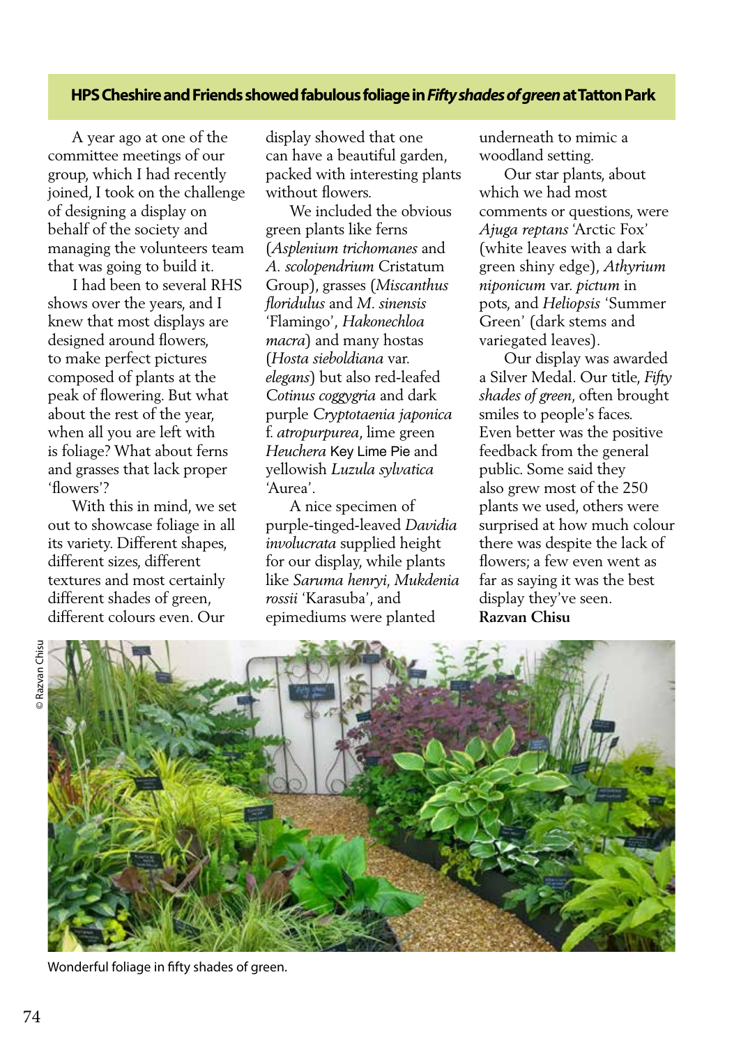## HPS Cheshire and Friends showed fabulous foliage in *Fifty shades of green* at Tatton Park

A year ago at one of the committee meetings of our group, which I had recently joined, I took on the challenge of designing a display on behalf of the society and managing the volunteers team that was going to build it.

I had been to several RHS shows over the years, and I knew that most displays are designed around flowers, to make perfect pictures composed of plants at the peak of flowering. But what about the rest of the year, when all you are left with is foliage? What about ferns and grasses that lack proper 'flowers'?

With this in mind, we set out to showcase foliage in all its variety. Different shapes, different sizes, different textures and most certainly different shades of green, different colours even. Our display showed that one can have a beautiful garden, packed with interesting plants without flowers.

We included the obvious green plants like ferns (*Asplenium trichomanes* and *A. scolopendrium* Cristatum Group), grasses (*Miscanthus floridulus* and *M. sinensis* 'Flamingo', *Hakonechloa macra*) and many hostas (*Hosta sieboldiana* var. *elegans*) but also red-leafed *Cotinus coggygria* and dark purple *Cryptotaenia japonica* f. *atropurpurea*, lime green *Heuchera* Key Lime Pie and yellowish *Luzula sylvatica* 'Aurea'.

A nice specimen of purple-tinged-leaved *Davidia involucrata* supplied height for our display, while plants like *Saruma henryi*, *Mukdenia rossii* 'Karasuba', and epimediums were planted underneath to mimic a woodland setting.

Our star plants, about which we had most comments or questions, were *Ajuga reptans* 'Arctic Fox' (white leaves with a dark green shiny edge), *Athyrium niponicum* var. *pictum* in pots, and *Heliopsis* 'Summer Green' (dark stems and variegated leaves).

Our display was awarded a Silver Medal. Our title, *Fifty shades of green*, often brought smiles to people's faces. Even better was the positive feedback from the general public. Some said they also grew most of the 250 plants we used, others were surprised at how much colour there was despite the lack of flowers; a few even went as far as saying it was the best display they've seen.

**Razvan Chisu**

© Razvan Chisu

Wonderful foliage in fifty shades of green.